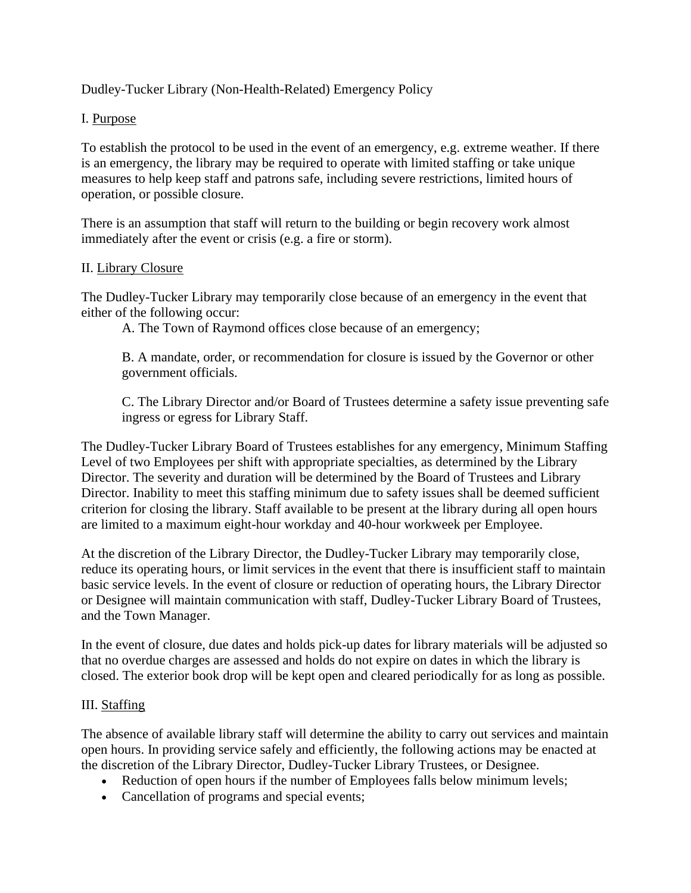# Dudley-Tucker Library (Non-Health-Related) Emergency Policy

## I. Purpose

To establish the protocol to be used in the event of an emergency, e.g. extreme weather. If there is an emergency, the library may be required to operate with limited staffing or take unique measures to help keep staff and patrons safe, including severe restrictions, limited hours of operation, or possible closure.

There is an assumption that staff will return to the building or begin recovery work almost immediately after the event or crisis (e.g. a fire or storm).

## II. Library Closure

The Dudley-Tucker Library may temporarily close because of an emergency in the event that either of the following occur:

A. The Town of Raymond offices close because of an emergency;

B. A mandate, order, or recommendation for closure is issued by the Governor or other government officials.

C. The Library Director and/or Board of Trustees determine a safety issue preventing safe ingress or egress for Library Staff.

The Dudley-Tucker Library Board of Trustees establishes for any emergency, Minimum Staffing Level of two Employees per shift with appropriate specialties, as determined by the Library Director. The severity and duration will be determined by the Board of Trustees and Library Director. Inability to meet this staffing minimum due to safety issues shall be deemed sufficient criterion for closing the library. Staff available to be present at the library during all open hours are limited to a maximum eight-hour workday and 40-hour workweek per Employee.

At the discretion of the Library Director, the Dudley-Tucker Library may temporarily close, reduce its operating hours, or limit services in the event that there is insufficient staff to maintain basic service levels. In the event of closure or reduction of operating hours, the Library Director or Designee will maintain communication with staff, Dudley-Tucker Library Board of Trustees, and the Town Manager.

In the event of closure, due dates and holds pick-up dates for library materials will be adjusted so that no overdue charges are assessed and holds do not expire on dates in which the library is closed. The exterior book drop will be kept open and cleared periodically for as long as possible.

## III. Staffing

The absence of available library staff will determine the ability to carry out services and maintain open hours. In providing service safely and efficiently, the following actions may be enacted at the discretion of the Library Director, Dudley-Tucker Library Trustees, or Designee.

- Reduction of open hours if the number of Employees falls below minimum levels;
- Cancellation of programs and special events;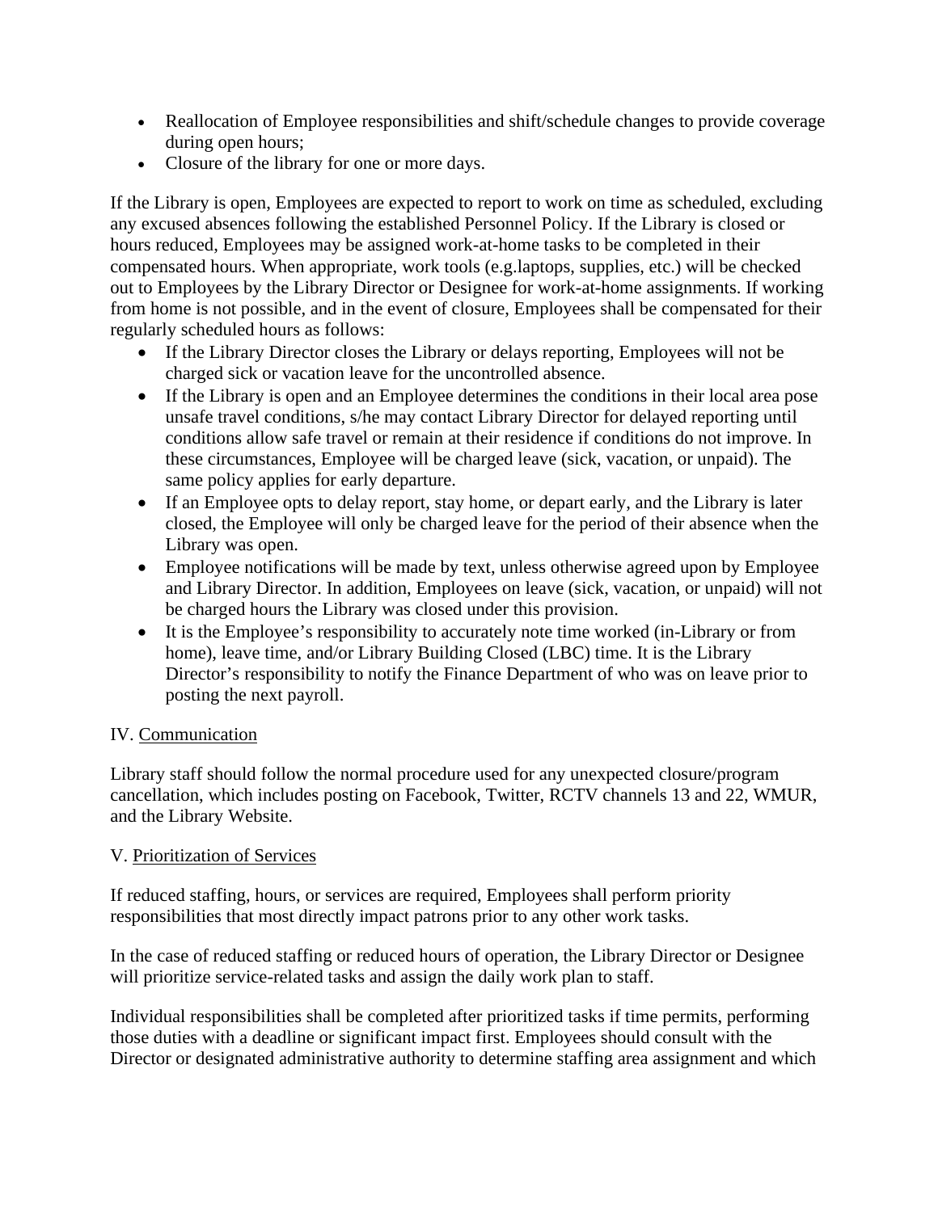- Reallocation of Employee responsibilities and shift/schedule changes to provide coverage during open hours;
- Closure of the library for one or more days.

If the Library is open, Employees are expected to report to work on time as scheduled, excluding any excused absences following the established Personnel Policy. If the Library is closed or hours reduced, Employees may be assigned work-at-home tasks to be completed in their compensated hours. When appropriate, work tools (e.g.laptops, supplies, etc.) will be checked out to Employees by the Library Director or Designee for work-at-home assignments. If working from home is not possible, and in the event of closure, Employees shall be compensated for their regularly scheduled hours as follows:

- If the Library Director closes the Library or delays reporting, Employees will not be charged sick or vacation leave for the uncontrolled absence.
- If the Library is open and an Employee determines the conditions in their local area pose unsafe travel conditions, s/he may contact Library Director for delayed reporting until conditions allow safe travel or remain at their residence if conditions do not improve. In these circumstances, Employee will be charged leave (sick, vacation, or unpaid). The same policy applies for early departure.
- If an Employee opts to delay report, stay home, or depart early, and the Library is later closed, the Employee will only be charged leave for the period of their absence when the Library was open.
- Employee notifications will be made by text, unless otherwise agreed upon by Employee and Library Director. In addition, Employees on leave (sick, vacation, or unpaid) will not be charged hours the Library was closed under this provision.
- It is the Employee's responsibility to accurately note time worked (in-Library or from home), leave time, and/or Library Building Closed (LBC) time. It is the Library Director's responsibility to notify the Finance Department of who was on leave prior to posting the next payroll.

IV. Communication

Library staff should follow the normal procedure used for any unexpected closure/program cancellation, which includes posting on Facebook, Twitter, RCTV channels 13 and 22, WMUR, and the Library Website.

V. Prioritization of Services

If reduced staffing, hours, or services are required, Employees shall perform priority responsibilities that most directly impact patrons prior to any other work tasks.

In the case of reduced staffing or reduced hours of operation, the Library Director or Designee will prioritize service-related tasks and assign the daily work plan to staff.

Individual responsibilities shall be completed after prioritized tasks if time permits, performing those duties with a deadline or significant impact first. Employees should consult with the Director or designated administrative authority to determine staffing area assignment and which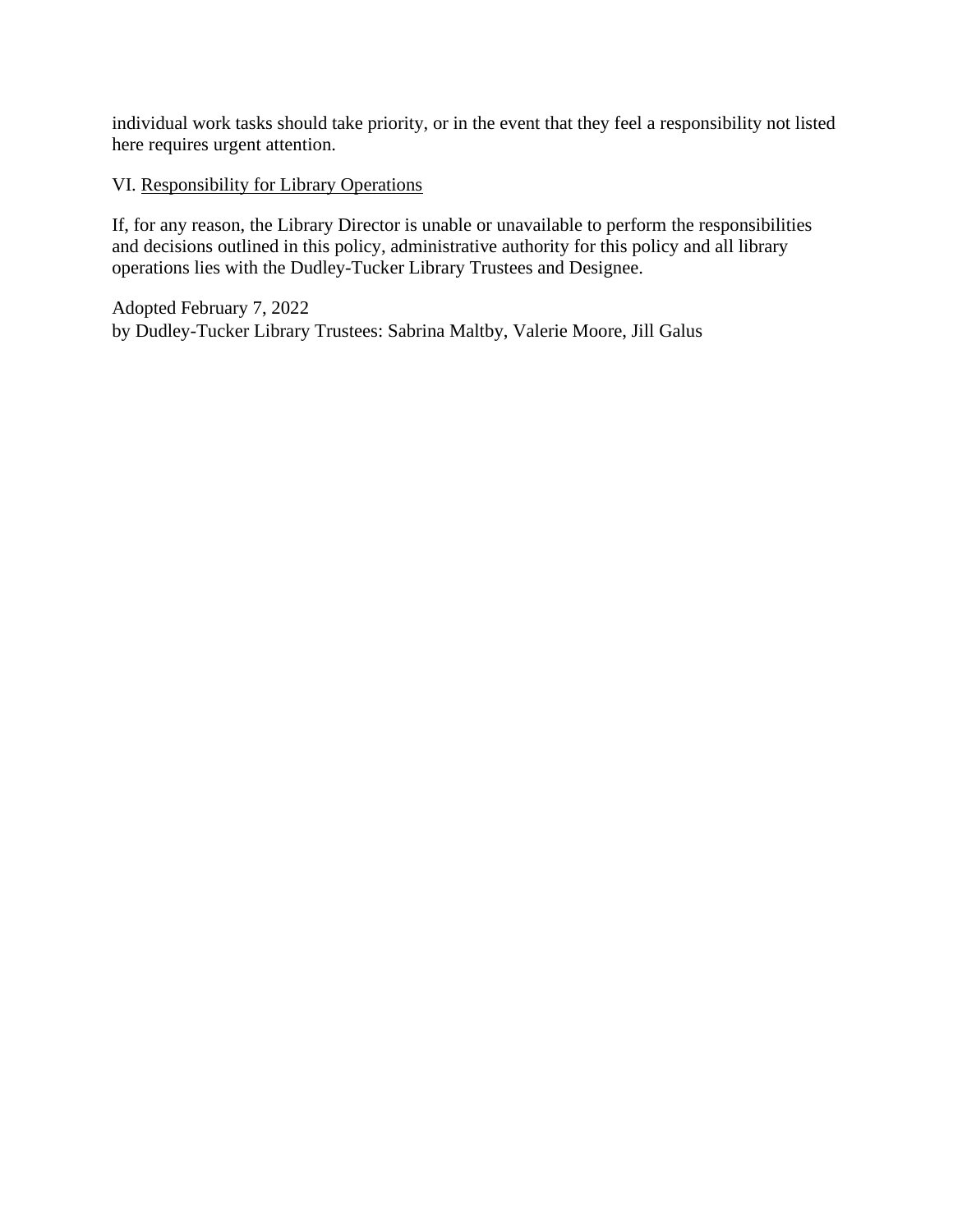individual work tasks should take priority, or in the event that they feel a responsibility not listed here requires urgent attention.

VI. <u>Responsibility for Library Operations</u>

If, for any reason, the Library Director is unable or unavailable to perform the responsibilities and decisions outlined in this policy, administrative authority for this policy and all library operations lies with the Dudley-Tucker Library Trustees and Designee.

Adopted February 7, 2022
by Dudley-Tucker Library Trustees: Sabrina Maltby, Valerie Moore, Jill Galus